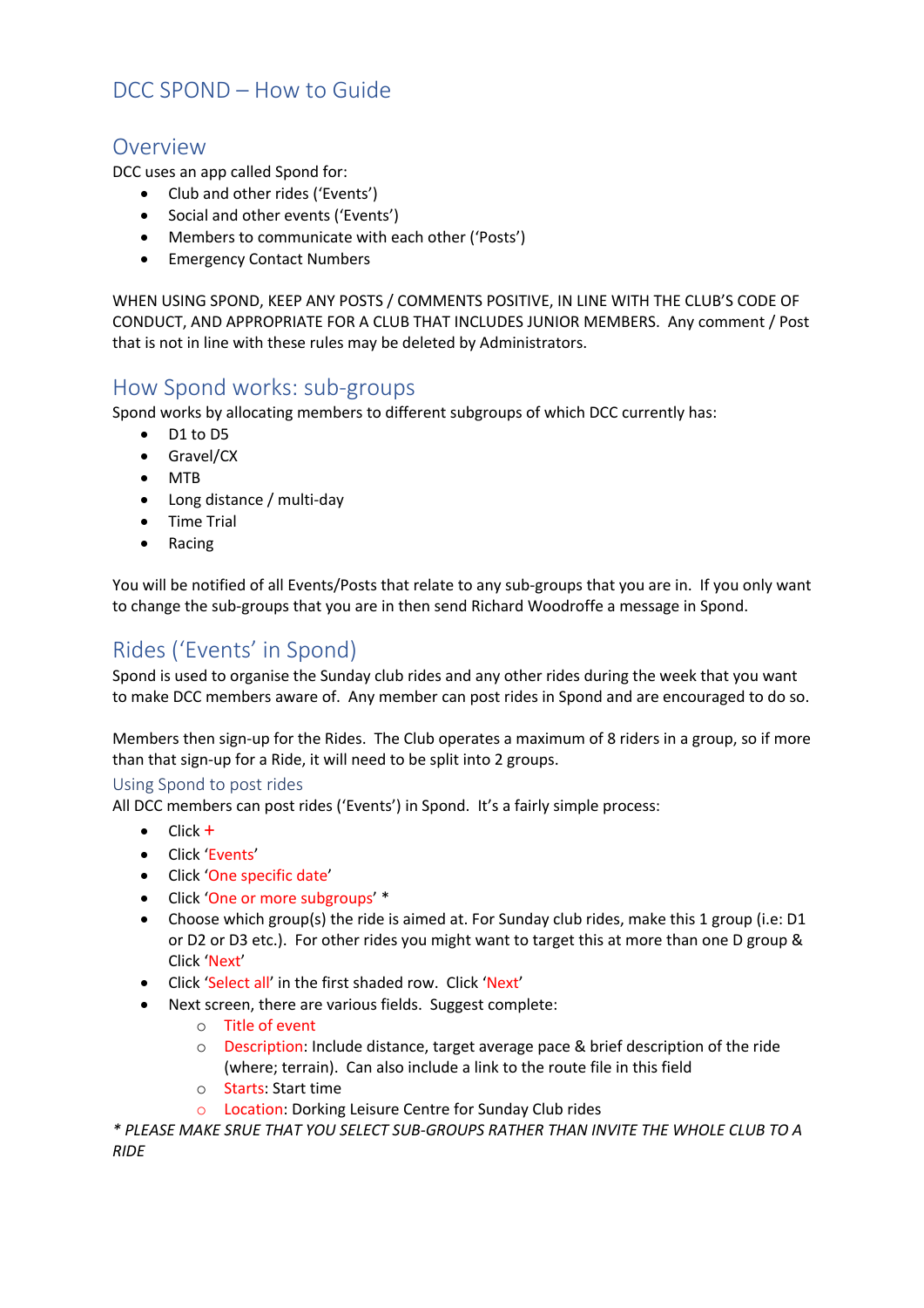# DCC SPOND – How to Guide

## Overview

DCC uses an app called Spond for:

- Club and other rides ('Events')
- Social and other events ('Events')
- Members to communicate with each other ('Posts')
- Emergency Contact Numbers

WHEN USING SPOND, KEEP ANY POSTS / COMMENTS POSITIVE, IN LINE WITH THE CLUB'S CODE OF CONDUCT, AND APPROPRIATE FOR A CLUB THAT INCLUDES JUNIOR MEMBERS. Any comment / Post that is not in line with these rules may be deleted by Administrators.

## How Spond works: sub-groups

Spond works by allocating members to different subgroups of which DCC currently has:

- D1 to D5
- Gravel/CX
- MTB
- Long distance / multi-day
- Time Trial
- Racing

You will be notified of all Events/Posts that relate to any sub-groups that you are in. If you only want to change the sub-groups that you are in then send Richard Woodroffe a message in Spond.

## Rides ('Events' in Spond)

Spond is used to organise the Sunday club rides and any other rides during the week that you want to make DCC members aware of. Any member can post rides in Spond and are encouraged to do so.

Members then sign-up for the Rides. The Club operates a maximum of 8 riders in a group, so if more than that sign-up for a Ride, it will need to be split into 2 groups.

### Using Spond to post rides

All DCC members can post rides ('Events') in Spond. It's a fairly simple process:

- Click +
- Click 'Events'
- Click 'One specific date'
- Click 'One or more subgroups' *
- Choose which group(s) the ride is aimed at. For Sunday club rides, make this 1 group (i.e: D1 or D2 or D3 etc.). For other rides you might want to target this at more than one D group & Click 'Next'
- Click 'Select all' in the first shaded row. Click 'Next'
- Next screen, there are various fields. Suggest complete:
  - Title of event
  - Description: Include distance, target average pace & brief description of the ride (where; terrain). Can also include a link to the route file in this field
  - Starts: Start time
  - Location: Dorking Leisure Centre for Sunday Club rides

*\* PLEASE MAKE SRUE THAT YOU SELECT SUB-GROUPS RATHER THAN INVITE THE WHOLE CLUB TO A RIDE*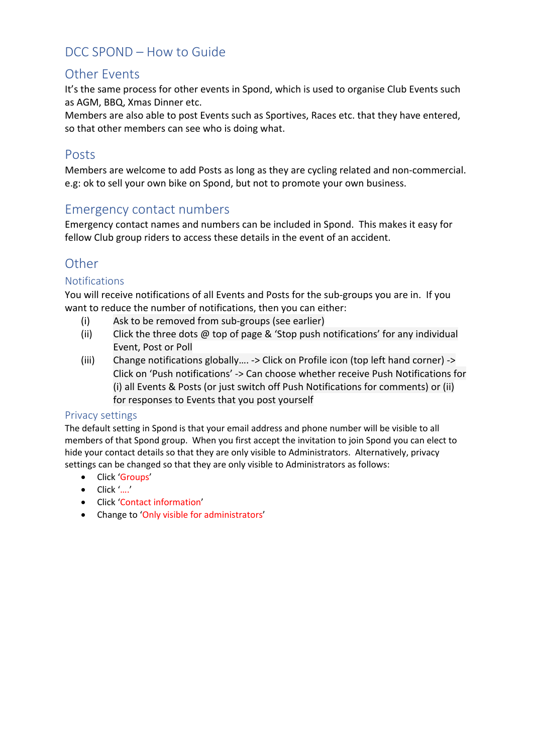# DCC SPOND – How to Guide

## Other Events

It's the same process for other events in Spond, which is used to organise Club Events such as AGM, BBQ, Xmas Dinner etc.
Members are also able to post Events such as Sportives, Races etc. that they have entered, so that other members can see who is doing what.

## Posts

Members are welcome to add Posts as long as they are cycling related and non-commercial. e.g: ok to sell your own bike on Spond, but not to promote your own business.

## Emergency contact numbers

Emergency contact names and numbers can be included in Spond. This makes it easy for fellow Club group riders to access these details in the event of an accident.

## Other

### Notifications

You will receive notifications of all Events and Posts for the sub-groups you are in. If you want to reduce the number of notifications, then you can either:

(i) Ask to be removed from sub-groups (see earlier)

(ii) Click the three dots @ top of page & 'Stop push notifications' for any individual Event, Post or Poll

(iii) Change notifications globally…. -> Click on Profile icon (top left hand corner) -> Click on 'Push notifications' -> Can choose whether receive Push Notifications for (i) all Events & Posts (or just switch off Push Notifications for comments) or (ii) for responses to Events that you post yourself

### Privacy settings

The default setting in Spond is that your email address and phone number will be visible to all members of that Spond group. When you first accept the invitation to join Spond you can elect to hide your contact details so that they are only visible to Administrators. Alternatively, privacy settings can be changed so that they are only visible to Administrators as follows:

- Click 'Groups'
- Click '….'
- Click 'Contact information'
- Change to 'Only visible for administrators'